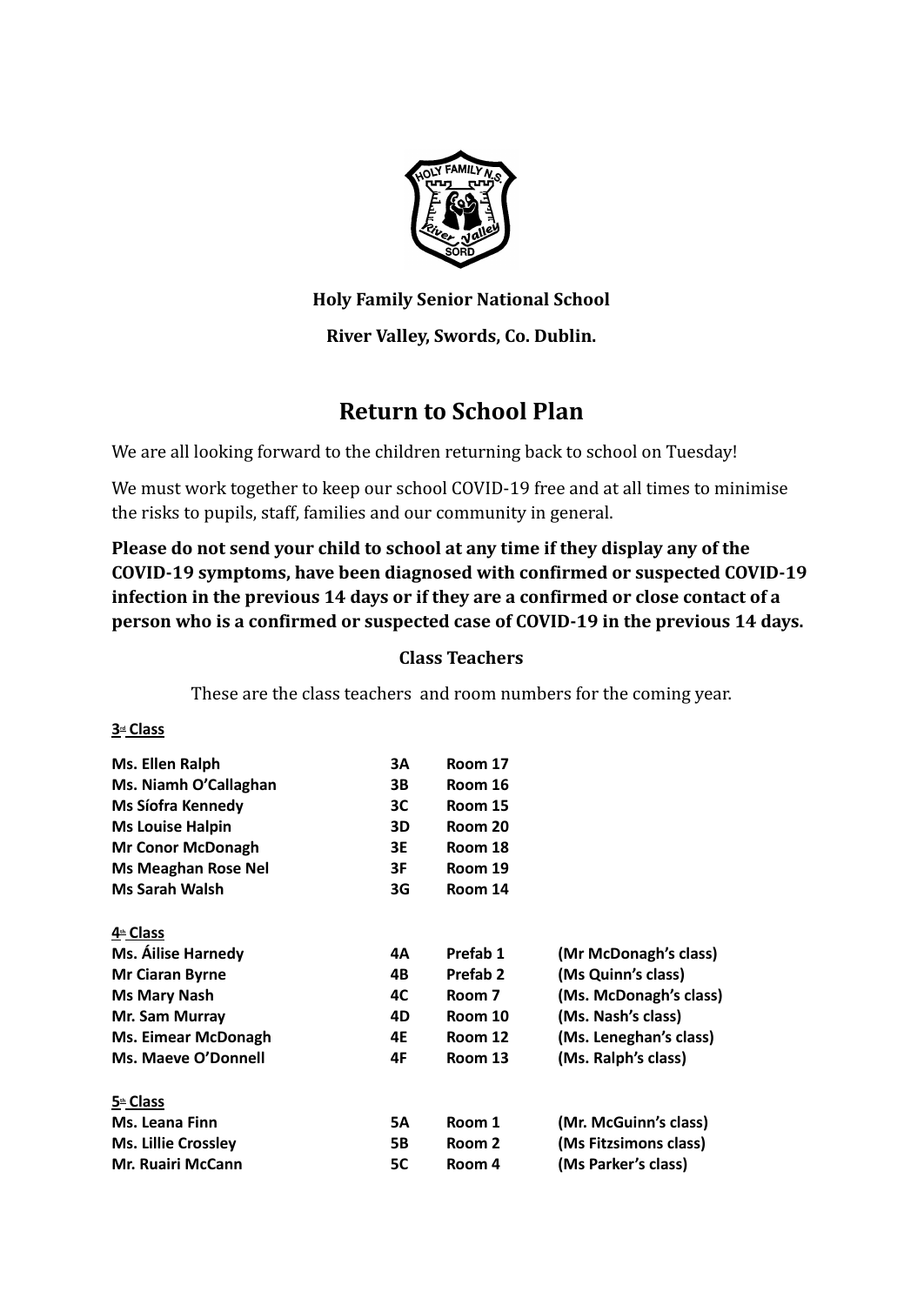**Holy Family Senior National School**

**River Valley, Swords, Co. Dublin.**

# Return to School Plan

We are all looking forward to the children returning back to school on Tuesday!

We must work together to keep our school COVID-19 free and at all times to minimise the risks to pupils, staff, families and our community in general.

**Please do not send your child to school at any time if they display any of the COVID-19 symptoms, have been diagnosed with confirmed or suspected COVID-19 infection in the previous 14 days or if they are a confirmed or close contact of a person who is a confirmed or suspected case of COVID-19 in the previous 14 days.**

### Class Teachers

These are the class teachers and room numbers for the coming year.

**3rd Class**

| Teacher | Class | Room |
|---|---|---|
| Ms. Ellen Ralph | 3A | Room 17 |
| Ms. Niamh O'Callaghan | 3B | Room 16 |
| Ms Síofra Kennedy | 3C | Room 15 |
| Ms Louise Halpin | 3D | Room 20 |
| Mr Conor McDonagh | 3E | Room 18 |
| Ms Meaghan Rose Nel | 3F | Room 19 |
| Ms Sarah Walsh | 3G | Room 14 |

**4th Class**

| Teacher | Class | Room | |
|---|---|---|---|
| Ms. Áilise Harnedy | 4A | Prefab 1 | (Mr McDonagh's class) |
| Mr Ciaran Byrne | 4B | Prefab 2 | (Ms Quinn's class) |
| Ms Mary Nash | 4C | Room 7 | (Ms. McDonagh's class) |
| Mr. Sam Murray | 4D | Room 10 | (Ms. Nash's class) |
| Ms. Eimear McDonagh | 4E | Room 12 | (Ms. Leneghan's class) |
| Ms. Maeve O'Donnell | 4F | Room 13 | (Ms. Ralph's class) |

**5th Class**

| Teacher | Class | Room | |
|---|---|---|---|
| Ms. Leana Finn | 5A | Room 1 | (Mr. McGuinn's class) |
| Ms. Lillie Crossley | 5B | Room 2 | (Ms Fitzsimons class) |
| Mr. Ruairi McCann | 5C | Room 4 | (Ms Parker's class) |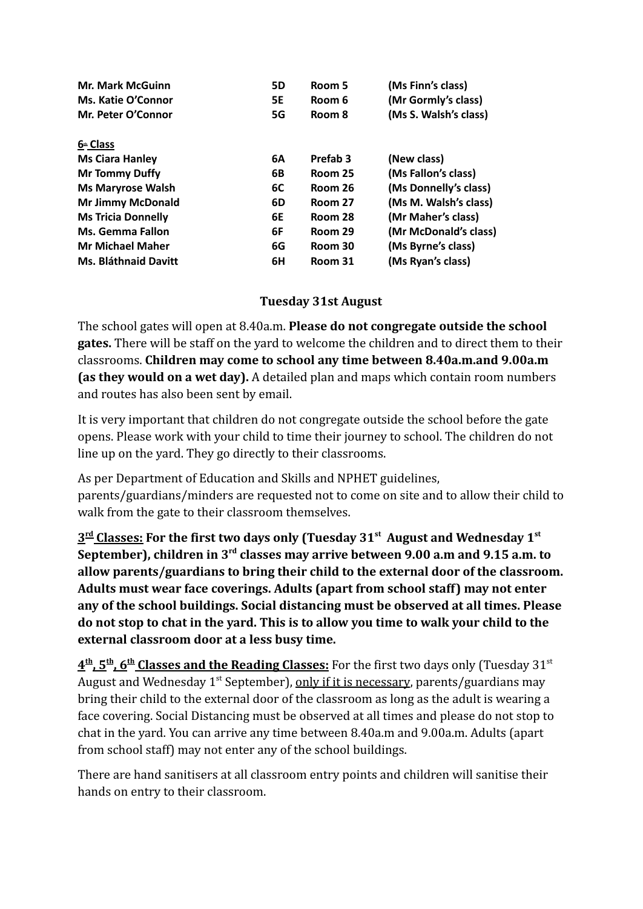| | | | |
|---|---|---|---|
| **Mr. Mark McGuinn** | **5D** | **Room 5** | **(Ms Finn's class)** |
| **Ms. Katie O'Connor** | **5E** | **Room 6** | **(Mr Gormly's class)** |
| **Mr. Peter O'Connor** | **5G** | **Room 8** | **(Ms S. Walsh's class)** |

**6th Class**

| | | | |
|---|---|---|---|
| **Ms Ciara Hanley** | **6A** | **Prefab 3** | **(New class)** |
| **Mr Tommy Duffy** | **6B** | **Room 25** | **(Ms Fallon's class)** |
| **Ms Maryrose Walsh** | **6C** | **Room 26** | **(Ms Donnelly's class)** |
| **Mr Jimmy McDonald** | **6D** | **Room 27** | **(Ms M. Walsh's class)** |
| **Ms Tricia Donnelly** | **6E** | **Room 28** | **(Mr Maher's class)** |
| **Ms. Gemma Fallon** | **6F** | **Room 29** | **(Mr McDonald's class)** |
| **Mr Michael Maher** | **6G** | **Room 30** | **(Ms Byrne's class)** |
| **Ms. Bláthnaid Davitt** | **6H** | **Room 31** | **(Ms Ryan's class)** |

## Tuesday 31st August

The school gates will open at 8.40a.m. **Please do not congregate outside the school gates.** There will be staff on the yard to welcome the children and to direct them to their classrooms. **Children may come to school any time between 8.40a.m.and 9.00a.m (as they would on a wet day).** A detailed plan and maps which contain room numbers and routes has also been sent by email.

It is very important that children do not congregate outside the school before the gate opens. Please work with your child to time their journey to school. The children do not line up on the yard. They go directly to their classrooms.

As per Department of Education and Skills and NPHET guidelines, parents/guardians/minders are requested not to come on site and to allow their child to walk from the gate to their classroom themselves.

**3rd Classes: For the first two days only (Tuesday 31st August and Wednesday 1st September), children in 3rd classes may arrive between 9.00 a.m and 9.15 a.m. to allow parents/guardians to bring their child to the external door of the classroom. Adults must wear face coverings. Adults (apart from school staff) may not enter any of the school buildings. Social distancing must be observed at all times. Please do not stop to chat in the yard. This is to allow you time to walk your child to the external classroom door at a less busy time.**

**4th, 5th, 6th Classes and the Reading Classes:** For the first two days only (Tuesday 31st August and Wednesday 1st September), only if it is necessary, parents/guardians may bring their child to the external door of the classroom as long as the adult is wearing a face covering. Social Distancing must be observed at all times and please do not stop to chat in the yard. You can arrive any time between 8.40a.m and 9.00a.m. Adults (apart from school staff) may not enter any of the school buildings.

There are hand sanitisers at all classroom entry points and children will sanitise their hands on entry to their classroom.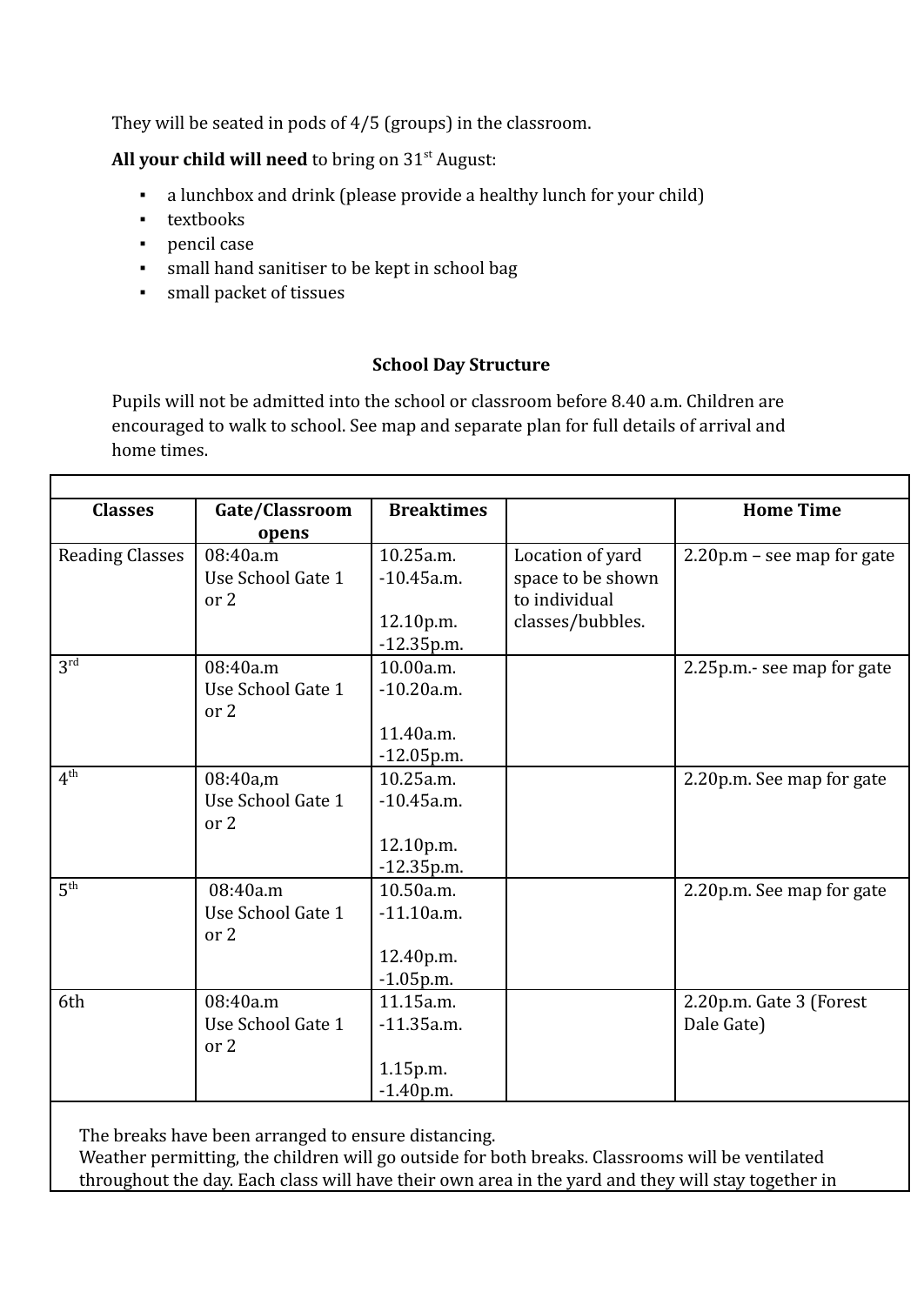They will be seated in pods of 4/5 (groups) in the classroom.

**All your child will need** to bring on 31st August:

- a lunchbox and drink (please provide a healthy lunch for your child)
- textbooks
- pencil case
- small hand sanitiser to be kept in school bag
- small packet of tissues

**School Day Structure**

Pupils will not be admitted into the school or classroom before 8.40 a.m. Children are encouraged to walk to school. See map and separate plan for full details of arrival and home times.

| Classes | Gate/Classroom opens | Breaktimes | | Home Time |
|---|---|---|---|---|
| Reading Classes | 08:40a.m<br>Use School Gate 1 or 2 | 10.25a.m. -10.45a.m.<br><br>12.10p.m. -12.35p.m. | Location of yard space to be shown to individual classes/bubbles. | 2.20p.m – see map for gate |
| 3rd | 08:40a.m<br>Use School Gate 1 or 2 | 10.00a.m. -10.20a.m.<br><br>11.40a.m. -12.05p.m. | | 2.25p.m.- see map for gate |
| 4th | 08:40a,m<br>Use School Gate 1 or 2 | 10.25a.m. -10.45a.m.<br><br>12.10p.m. -12.35p.m. | | 2.20p.m. See map for gate |
| 5th | 08:40a.m<br>Use School Gate 1 or 2 | 10.50a.m. -11.10a.m.<br><br>12.40p.m. -1.05p.m. | | 2.20p.m. See map for gate |
| 6th | 08:40a.m<br>Use School Gate 1 or 2 | 11.15a.m. -11.35a.m.<br><br>1.15p.m. -1.40p.m. | | 2.20p.m. Gate 3 (Forest Dale Gate) |

The breaks have been arranged to ensure distancing.
Weather permitting, the children will go outside for both breaks. Classrooms will be ventilated throughout the day. Each class will have their own area in the yard and they will stay together in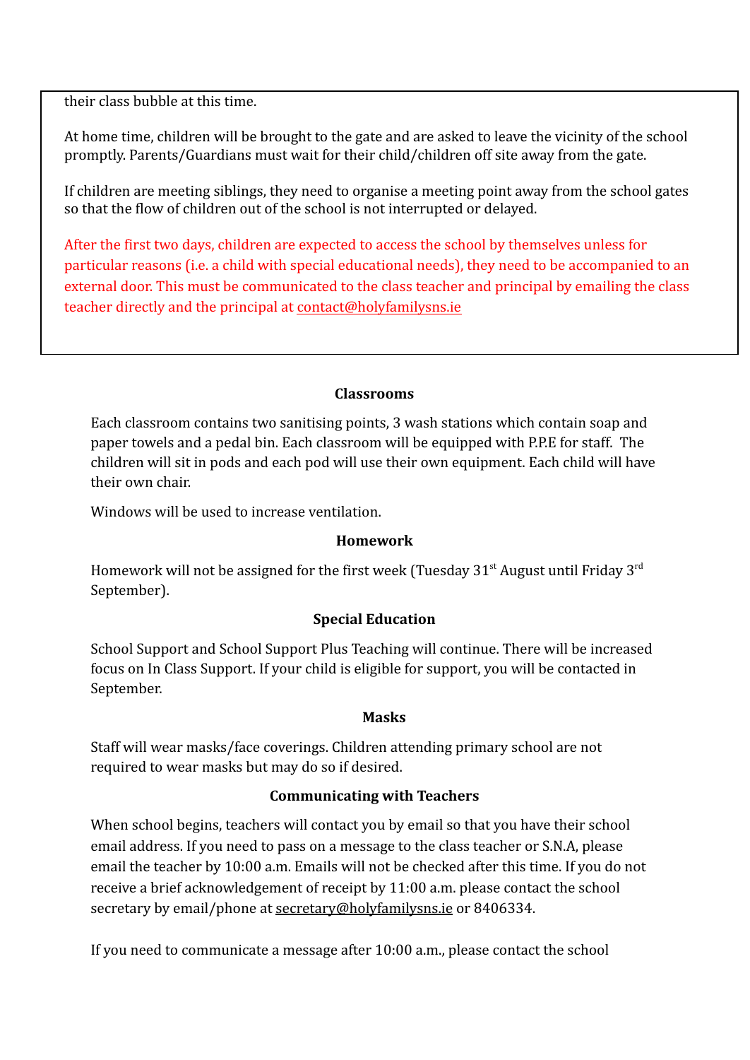their class bubble at this time.

At home time, children will be brought to the gate and are asked to leave the vicinity of the school promptly. Parents/Guardians must wait for their child/children off site away from the gate.

If children are meeting siblings, they need to organise a meeting point away from the school gates so that the flow of children out of the school is not interrupted or delayed.

After the first two days, children are expected to access the school by themselves unless for particular reasons (i.e. a child with special educational needs), they need to be accompanied to an external door. This must be communicated to the class teacher and principal by emailing the class teacher directly and the principal at contact@holyfamilysns.ie

**Classrooms**

Each classroom contains two sanitising points, 3 wash stations which contain soap and paper towels and a pedal bin. Each classroom will be equipped with P.P.E for staff. The children will sit in pods and each pod will use their own equipment. Each child will have their own chair.

Windows will be used to increase ventilation.

**Homework**

Homework will not be assigned for the first week (Tuesday 31st August until Friday 3rd September).

**Special Education**

School Support and School Support Plus Teaching will continue. There will be increased focus on In Class Support. If your child is eligible for support, you will be contacted in September.

**Masks**

Staff will wear masks/face coverings. Children attending primary school are not required to wear masks but may do so if desired.

**Communicating with Teachers**

When school begins, teachers will contact you by email so that you have their school email address. If you need to pass on a message to the class teacher or S.N.A, please email the teacher by 10:00 a.m. Emails will not be checked after this time. If you do not receive a brief acknowledgement of receipt by 11:00 a.m. please contact the school secretary by email/phone at secretary@holyfamilysns.ie or 8406334.

If you need to communicate a message after 10:00 a.m., please contact the school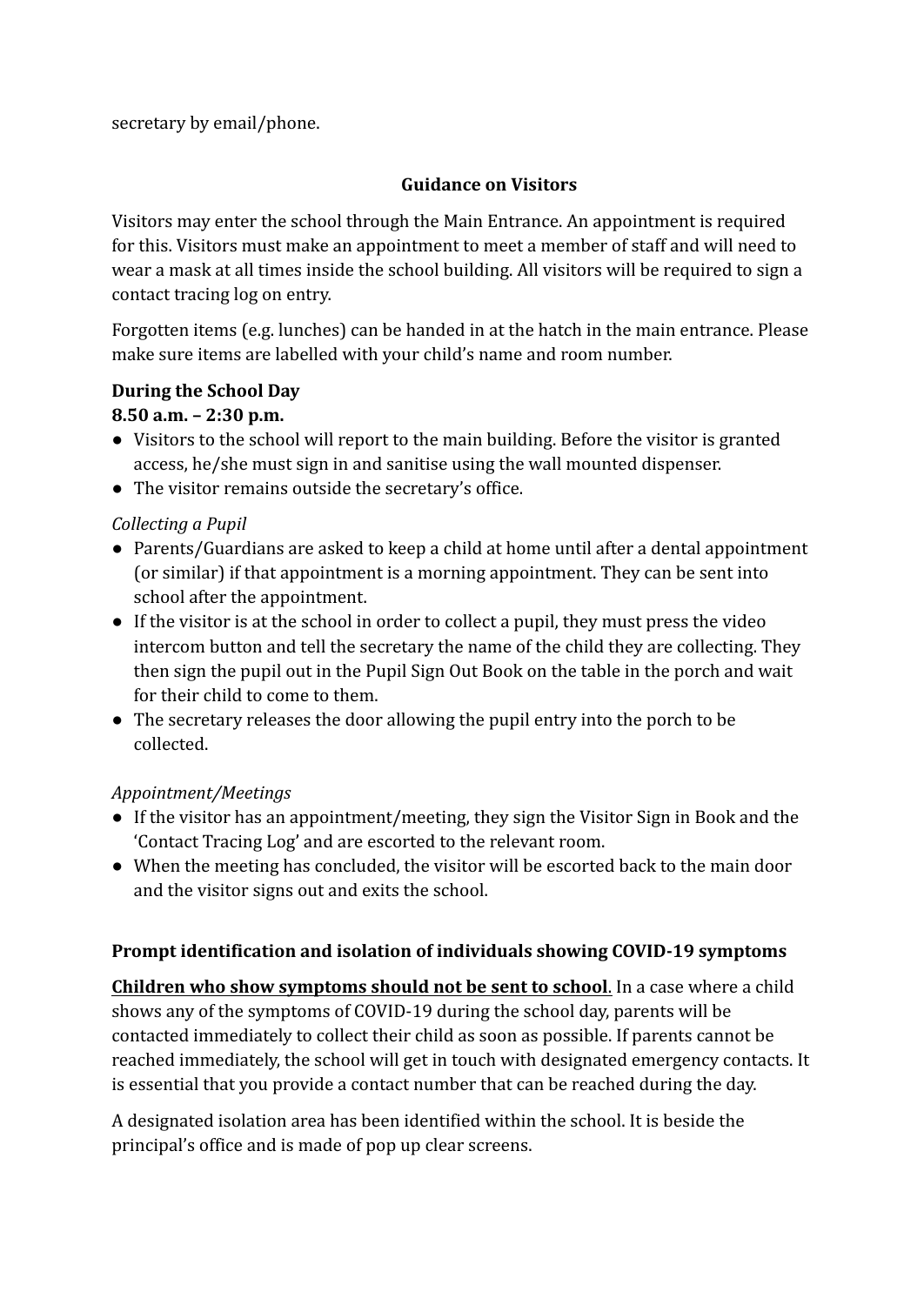secretary by email/phone.

## Guidance on Visitors

Visitors may enter the school through the Main Entrance. An appointment is required for this. Visitors must make an appointment to meet a member of staff and will need to wear a mask at all times inside the school building. All visitors will be required to sign a contact tracing log on entry.

Forgotten items (e.g. lunches) can be handed in at the hatch in the main entrance. Please make sure items are labelled with your child's name and room number.

### During the School Day
**8.50 a.m. – 2:30 p.m.**

- Visitors to the school will report to the main building. Before the visitor is granted access, he/she must sign in and sanitise using the wall mounted dispenser.
- The visitor remains outside the secretary's office.

*Collecting a Pupil*

- Parents/Guardians are asked to keep a child at home until after a dental appointment (or similar) if that appointment is a morning appointment. They can be sent into school after the appointment.
- If the visitor is at the school in order to collect a pupil, they must press the video intercom button and tell the secretary the name of the child they are collecting. They then sign the pupil out in the Pupil Sign Out Book on the table in the porch and wait for their child to come to them.
- The secretary releases the door allowing the pupil entry into the porch to be collected.

*Appointment/Meetings*

- If the visitor has an appointment/meeting, they sign the Visitor Sign in Book and the 'Contact Tracing Log' and are escorted to the relevant room.
- When the meeting has concluded, the visitor will be escorted back to the main door and the visitor signs out and exits the school.

### Prompt identification and isolation of individuals showing COVID-19 symptoms

**Children who show symptoms should not be sent to school**. In a case where a child shows any of the symptoms of COVID-19 during the school day, parents will be contacted immediately to collect their child as soon as possible. If parents cannot be reached immediately, the school will get in touch with designated emergency contacts. It is essential that you provide a contact number that can be reached during the day.

A designated isolation area has been identified within the school. It is beside the principal's office and is made of pop up clear screens.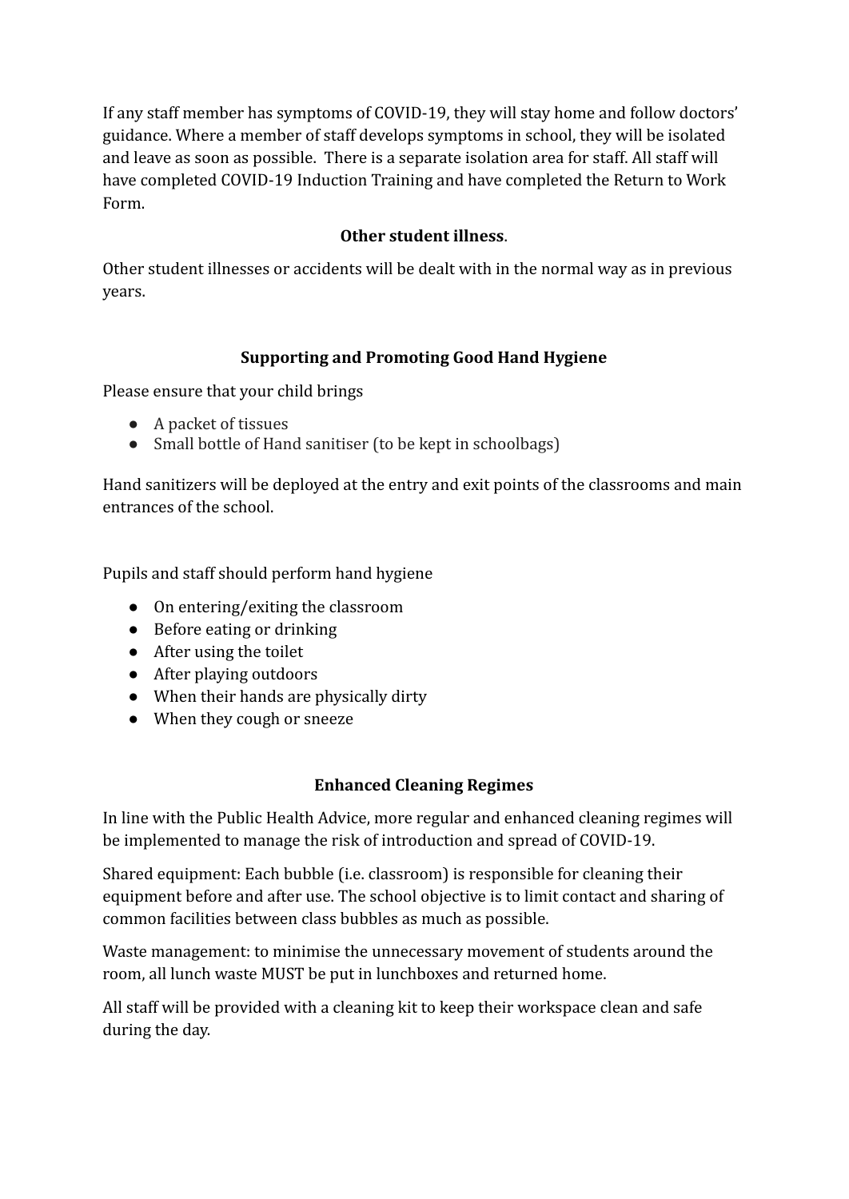If any staff member has symptoms of COVID-19, they will stay home and follow doctors' guidance. Where a member of staff develops symptoms in school, they will be isolated and leave as soon as possible. There is a separate isolation area for staff. All staff will have completed COVID-19 Induction Training and have completed the Return to Work Form.

## Other student illness.

Other student illnesses or accidents will be dealt with in the normal way as in previous years.

## Supporting and Promoting Good Hand Hygiene

Please ensure that your child brings

- A packet of tissues
- Small bottle of Hand sanitiser (to be kept in schoolbags)

Hand sanitizers will be deployed at the entry and exit points of the classrooms and main entrances of the school.

Pupils and staff should perform hand hygiene

- On entering/exiting the classroom
- Before eating or drinking
- After using the toilet
- After playing outdoors
- When their hands are physically dirty
- When they cough or sneeze

## Enhanced Cleaning Regimes

In line with the Public Health Advice, more regular and enhanced cleaning regimes will be implemented to manage the risk of introduction and spread of COVID-19.

Shared equipment: Each bubble (i.e. classroom) is responsible for cleaning their equipment before and after use. The school objective is to limit contact and sharing of common facilities between class bubbles as much as possible.

Waste management: to minimise the unnecessary movement of students around the room, all lunch waste MUST be put in lunchboxes and returned home.

All staff will be provided with a cleaning kit to keep their workspace clean and safe during the day.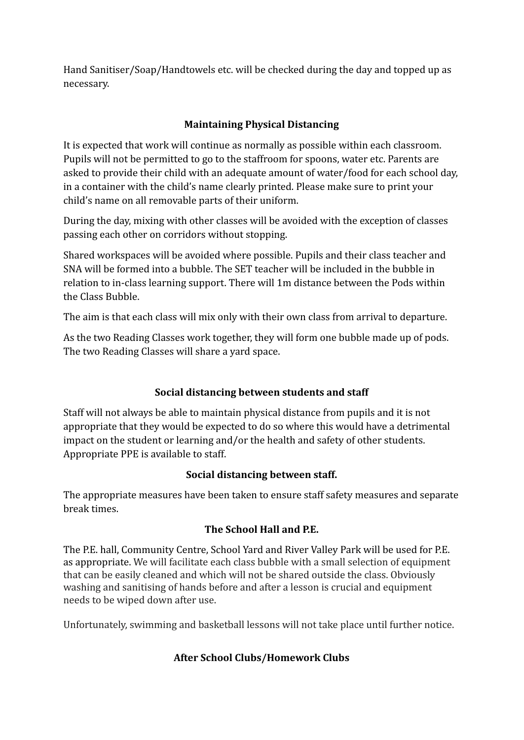Hand Sanitiser/Soap/Handtowels etc. will be checked during the day and topped up as necessary.

### Maintaining Physical Distancing

It is expected that work will continue as normally as possible within each classroom. Pupils will not be permitted to go to the staffroom for spoons, water etc. Parents are asked to provide their child with an adequate amount of water/food for each school day, in a container with the child's name clearly printed. Please make sure to print your child's name on all removable parts of their uniform.

During the day, mixing with other classes will be avoided with the exception of classes passing each other on corridors without stopping.

Shared workspaces will be avoided where possible. Pupils and their class teacher and SNA will be formed into a bubble. The SET teacher will be included in the bubble in relation to in-class learning support. There will 1m distance between the Pods within the Class Bubble.

The aim is that each class will mix only with their own class from arrival to departure.

As the two Reading Classes work together, they will form one bubble made up of pods. The two Reading Classes will share a yard space.

### Social distancing between students and staff

Staff will not always be able to maintain physical distance from pupils and it is not appropriate that they would be expected to do so where this would have a detrimental impact on the student or learning and/or the health and safety of other students. Appropriate PPE is available to staff.

### Social distancing between staff.

The appropriate measures have been taken to ensure staff safety measures and separate break times.

### The School Hall and P.E.

The P.E. hall, Community Centre, School Yard and River Valley Park will be used for P.E. as appropriate. We will facilitate each class bubble with a small selection of equipment that can be easily cleaned and which will not be shared outside the class. Obviously washing and sanitising of hands before and after a lesson is crucial and equipment needs to be wiped down after use.

Unfortunately, swimming and basketball lessons will not take place until further notice.

### After School Clubs/Homework Clubs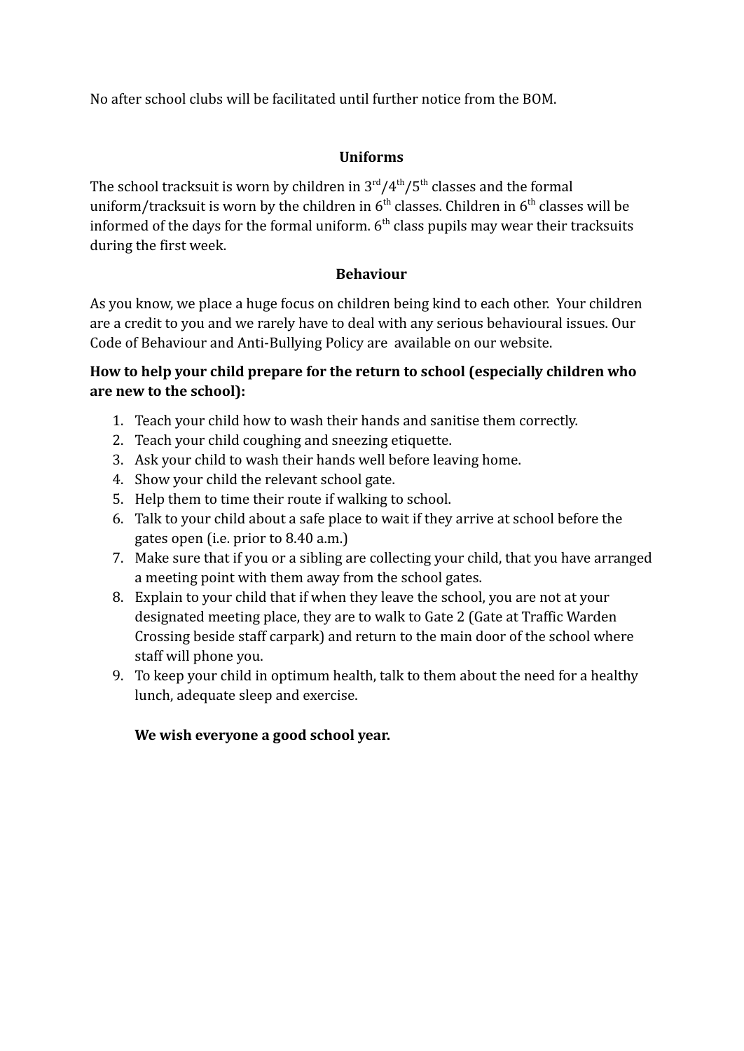No after school clubs will be facilitated until further notice from the BOM.

## Uniforms

The school tracksuit is worn by children in 3rd/4th/5th classes and the formal uniform/tracksuit is worn by the children in 6th classes. Children in 6th classes will be informed of the days for the formal uniform. 6th class pupils may wear their tracksuits during the first week.

## Behaviour

As you know, we place a huge focus on children being kind to each other. Your children are a credit to you and we rarely have to deal with any serious behavioural issues. Our Code of Behaviour and Anti-Bullying Policy are available on our website.

**How to help your child prepare for the return to school (especially children who are new to the school):**

1. Teach your child how to wash their hands and sanitise them correctly.
2. Teach your child coughing and sneezing etiquette.
3. Ask your child to wash their hands well before leaving home.
4. Show your child the relevant school gate.
5. Help them to time their route if walking to school.
6. Talk to your child about a safe place to wait if they arrive at school before the gates open (i.e. prior to 8.40 a.m.)
7. Make sure that if you or a sibling are collecting your child, that you have arranged a meeting point with them away from the school gates.
8. Explain to your child that if when they leave the school, you are not at your designated meeting place, they are to walk to Gate 2 (Gate at Traffic Warden Crossing beside staff carpark) and return to the main door of the school where staff will phone you.
9. To keep your child in optimum health, talk to them about the need for a healthy lunch, adequate sleep and exercise.

**We wish everyone a good school year.**